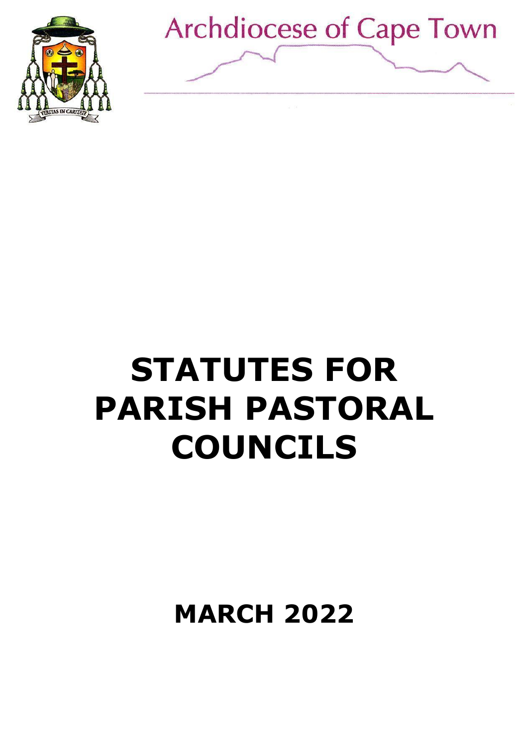Archdiocese of Cape Town

# STATUTES FOR PARISH PASTORAL COUNCILS

## MARCH 2022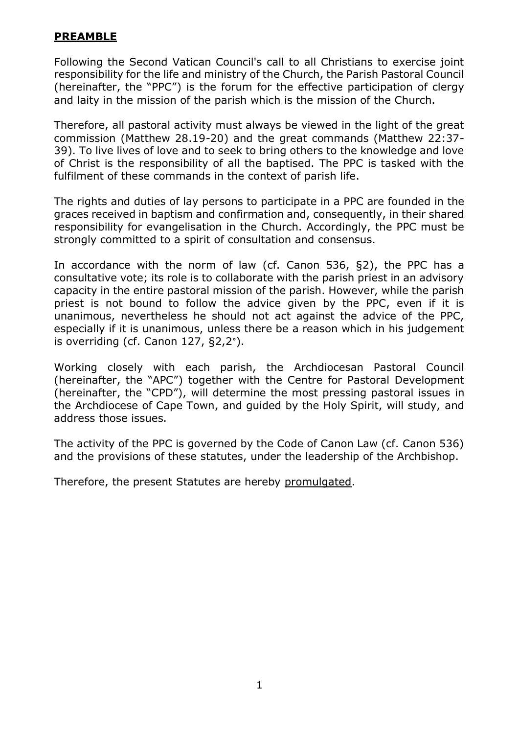## **PREAMBLE**

Following the Second Vatican Council's call to all Christians to exercise joint responsibility for the life and ministry of the Church, the Parish Pastoral Council (hereinafter, the "PPC") is the forum for the effective participation of clergy and laity in the mission of the parish which is the mission of the Church.

Therefore, all pastoral activity must always be viewed in the light of the great commission (Matthew 28.19-20) and the great commands (Matthew 22:37-39). To live lives of love and to seek to bring others to the knowledge and love of Christ is the responsibility of all the baptised. The PPC is tasked with the fulfilment of these commands in the context of parish life.

The rights and duties of lay persons to participate in a PPC are founded in the graces received in baptism and confirmation and, consequently, in their shared responsibility for evangelisation in the Church. Accordingly, the PPC must be strongly committed to a spirit of consultation and consensus.

In accordance with the norm of law (cf. Canon 536, §2), the PPC has a consultative vote; its role is to collaborate with the parish priest in an advisory capacity in the entire pastoral mission of the parish. However, while the parish priest is not bound to follow the advice given by the PPC, even if it is unanimous, nevertheless he should not act against the advice of the PPC, especially if it is unanimous, unless there be a reason which in his judgement is overriding (cf. Canon 127, §2,2°).

Working closely with each parish, the Archdiocesan Pastoral Council (hereinafter, the "APC") together with the Centre for Pastoral Development (hereinafter, the "CPD"), will determine the most pressing pastoral issues in the Archdiocese of Cape Town, and guided by the Holy Spirit, will study, and address those issues.

The activity of the PPC is governed by the Code of Canon Law (cf. Canon 536) and the provisions of these statutes, under the leadership of the Archbishop.

Therefore, the present Statutes are hereby promulgated.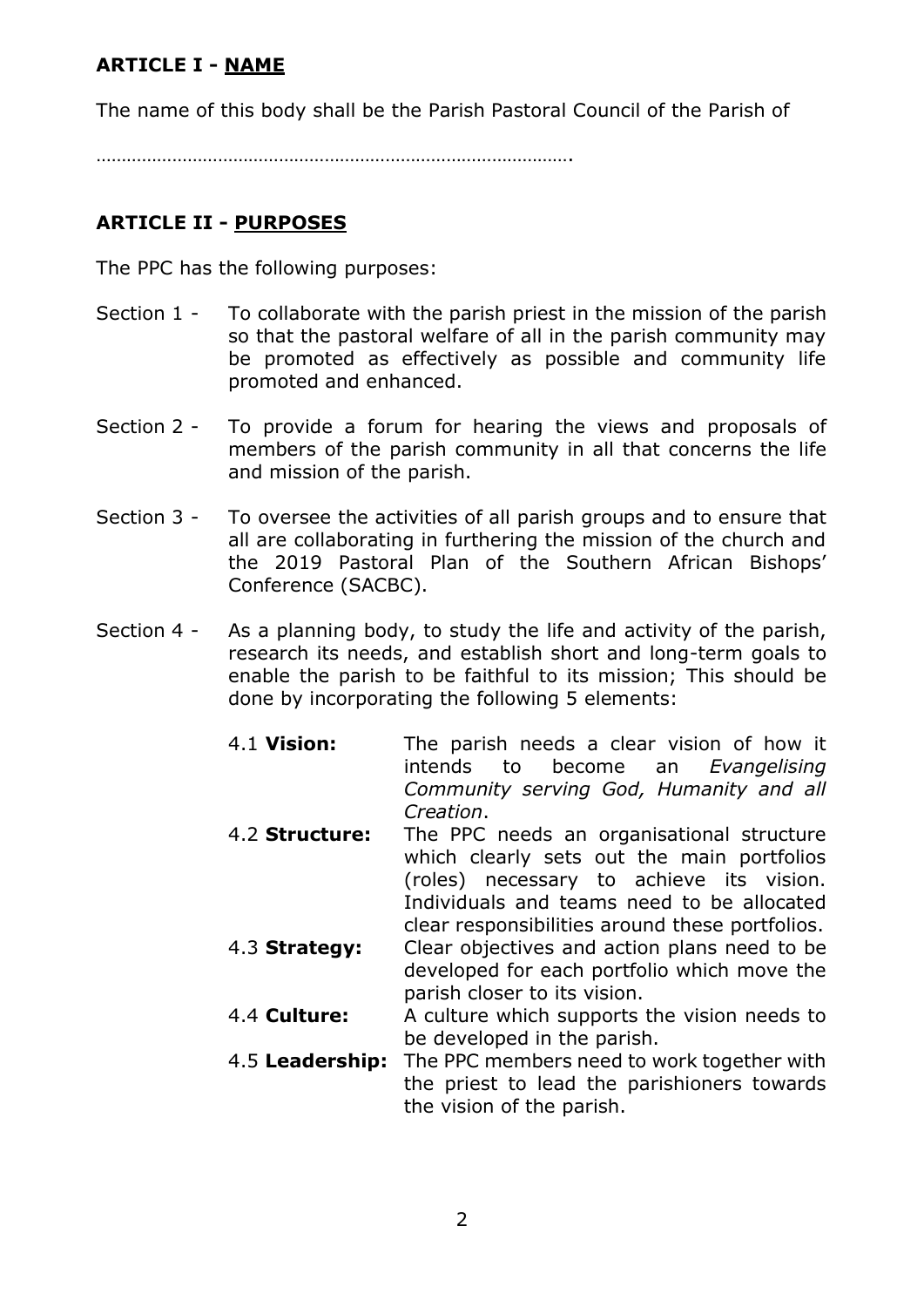## ARTICLE I - NAME

The name of this body shall be the Parish Pastoral Council of the Parish of

…………………………………………………………………………………….

## ARTICLE II - PURPOSES

The PPC has the following purposes:

Section 1 - To collaborate with the parish priest in the mission of the parish so that the pastoral welfare of all in the parish community may be promoted as effectively as possible and community life promoted and enhanced.

Section 2 - To provide a forum for hearing the views and proposals of members of the parish community in all that concerns the life and mission of the parish.

Section 3 - To oversee the activities of all parish groups and to ensure that all are collaborating in furthering the mission of the church and the 2019 Pastoral Plan of the Southern African Bishops' Conference (SACBC).

Section 4 - As a planning body, to study the life and activity of the parish, research its needs, and establish short and long-term goals to enable the parish to be faithful to its mission; This should be done by incorporating the following 5 elements:

- 4.1 **Vision:** The parish needs a clear vision of how it intends to become an *Evangelising Community serving God, Humanity and all Creation*.
- 4.2 **Structure:** The PPC needs an organisational structure which clearly sets out the main portfolios (roles) necessary to achieve its vision. Individuals and teams need to be allocated clear responsibilities around these portfolios.
- 4.3 **Strategy:** Clear objectives and action plans need to be developed for each portfolio which move the parish closer to its vision.
- 4.4 **Culture:** A culture which supports the vision needs to be developed in the parish.
- 4.5 **Leadership:** The PPC members need to work together with the priest to lead the parishioners towards the vision of the parish.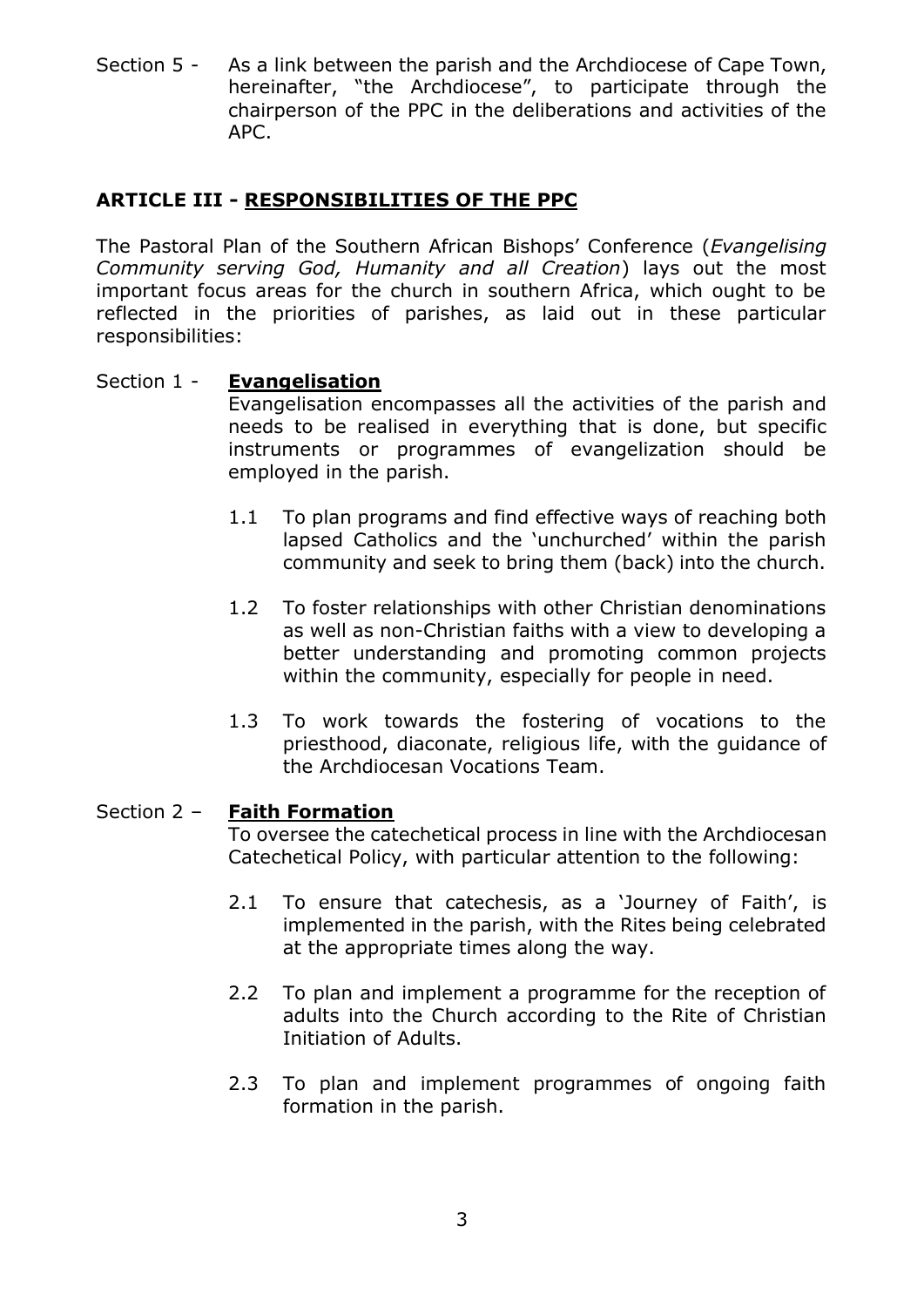Section 5 - As a link between the parish and the Archdiocese of Cape Town, hereinafter, "the Archdiocese", to participate through the chairperson of the PPC in the deliberations and activities of the APC.

## ARTICLE III - RESPONSIBILITIES OF THE PPC

The Pastoral Plan of the Southern African Bishops' Conference (*Evangelising Community serving God, Humanity and all Creation*) lays out the most important focus areas for the church in southern Africa, which ought to be reflected in the priorities of parishes, as laid out in these particular responsibilities:

### Section 1 - Evangelisation

Evangelisation encompasses all the activities of the parish and needs to be realised in everything that is done, but specific instruments or programmes of evangelization should be employed in the parish.

1.1 To plan programs and find effective ways of reaching both lapsed Catholics and the 'unchurched' within the parish community and seek to bring them (back) into the church.

1.2 To foster relationships with other Christian denominations as well as non-Christian faiths with a view to developing a better understanding and promoting common projects within the community, especially for people in need.

1.3 To work towards the fostering of vocations to the priesthood, diaconate, religious life, with the guidance of the Archdiocesan Vocations Team.

### Section 2 – Faith Formation

To oversee the catechetical process in line with the Archdiocesan Catechetical Policy, with particular attention to the following:

2.1 To ensure that catechesis, as a 'Journey of Faith', is implemented in the parish, with the Rites being celebrated at the appropriate times along the way.

2.2 To plan and implement a programme for the reception of adults into the Church according to the Rite of Christian Initiation of Adults.

2.3 To plan and implement programmes of ongoing faith formation in the parish.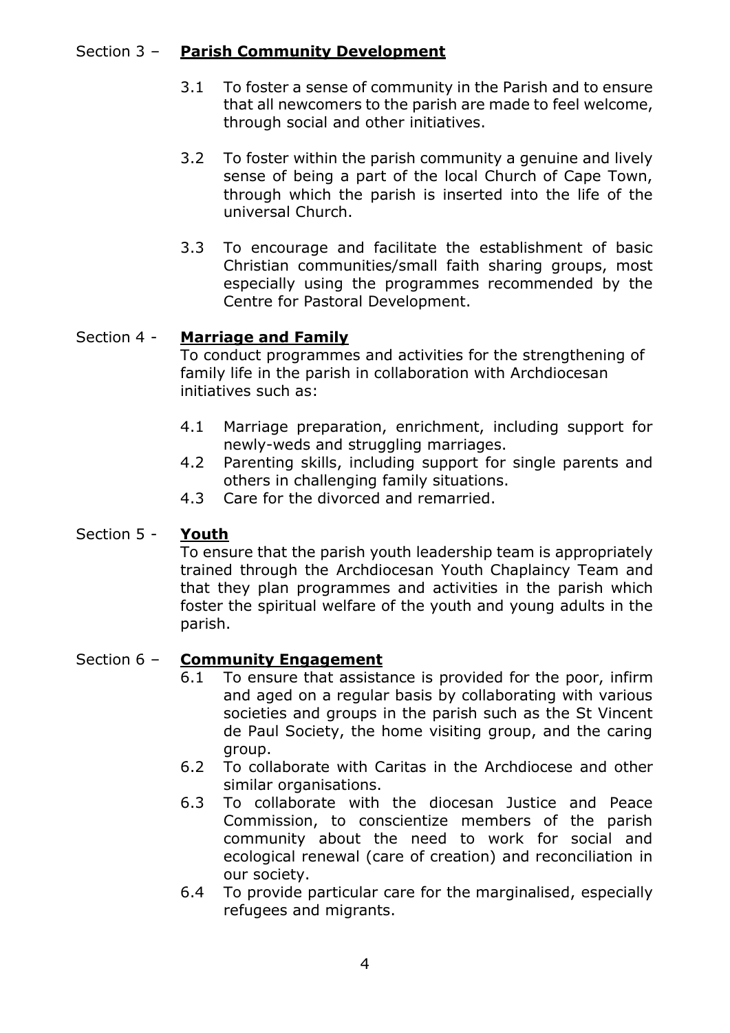## Section 3 – **Parish Community Development**

3.1 To foster a sense of community in the Parish and to ensure that all newcomers to the parish are made to feel welcome, through social and other initiatives.

3.2 To foster within the parish community a genuine and lively sense of being a part of the local Church of Cape Town, through which the parish is inserted into the life of the universal Church.

3.3 To encourage and facilitate the establishment of basic Christian communities/small faith sharing groups, most especially using the programmes recommended by the Centre for Pastoral Development.

## Section 4 - **Marriage and Family**

To conduct programmes and activities for the strengthening of family life in the parish in collaboration with Archdiocesan initiatives such as:

4.1 Marriage preparation, enrichment, including support for newly-weds and struggling marriages.
4.2 Parenting skills, including support for single parents and others in challenging family situations.
4.3 Care for the divorced and remarried.

## Section 5 - **Youth**

To ensure that the parish youth leadership team is appropriately trained through the Archdiocesan Youth Chaplaincy Team and that they plan programmes and activities in the parish which foster the spiritual welfare of the youth and young adults in the parish.

## Section 6 – **Community Engagement**

6.1 To ensure that assistance is provided for the poor, infirm and aged on a regular basis by collaborating with various societies and groups in the parish such as the St Vincent de Paul Society, the home visiting group, and the caring group.
6.2 To collaborate with Caritas in the Archdiocese and other similar organisations.
6.3 To collaborate with the diocesan Justice and Peace Commission, to conscientize members of the parish community about the need to work for social and ecological renewal (care of creation) and reconciliation in our society.
6.4 To provide particular care for the marginalised, especially refugees and migrants.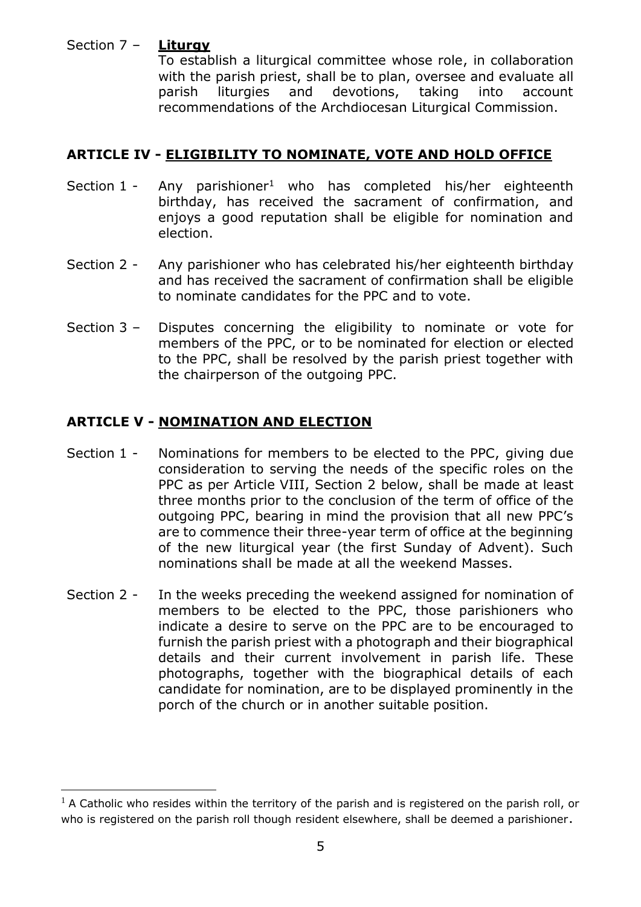Section 7 – **Liturgy**

To establish a liturgical committee whose role, in collaboration with the parish priest, shall be to plan, oversee and evaluate all parish liturgies and devotions, taking into account recommendations of the Archdiocesan Liturgical Commission.

## ARTICLE IV - ELIGIBILITY TO NOMINATE, VOTE AND HOLD OFFICE

Section 1 - Any parishioner[1] who has completed his/her eighteenth birthday, has received the sacrament of confirmation, and enjoys a good reputation shall be eligible for nomination and election.

Section 2 - Any parishioner who has celebrated his/her eighteenth birthday and has received the sacrament of confirmation shall be eligible to nominate candidates for the PPC and to vote.

Section 3 – Disputes concerning the eligibility to nominate or vote for members of the PPC, or to be nominated for election or elected to the PPC, shall be resolved by the parish priest together with the chairperson of the outgoing PPC.

## ARTICLE V - NOMINATION AND ELECTION

Section 1 - Nominations for members to be elected to the PPC, giving due consideration to serving the needs of the specific roles on the PPC as per Article VIII, Section 2 below, shall be made at least three months prior to the conclusion of the term of office of the outgoing PPC, bearing in mind the provision that all new PPC's are to commence their three-year term of office at the beginning of the new liturgical year (the first Sunday of Advent). Such nominations shall be made at all the weekend Masses.

Section 2 - In the weeks preceding the weekend assigned for nomination of members to be elected to the PPC, those parishioners who indicate a desire to serve on the PPC are to be encouraged to furnish the parish priest with a photograph and their biographical details and their current involvement in parish life. These photographs, together with the biographical details of each candidate for nomination, are to be displayed prominently in the porch of the church or in another suitable position.

---

[1] A Catholic who resides within the territory of the parish and is registered on the parish roll, or who is registered on the parish roll though resident elsewhere, shall be deemed a parishioner.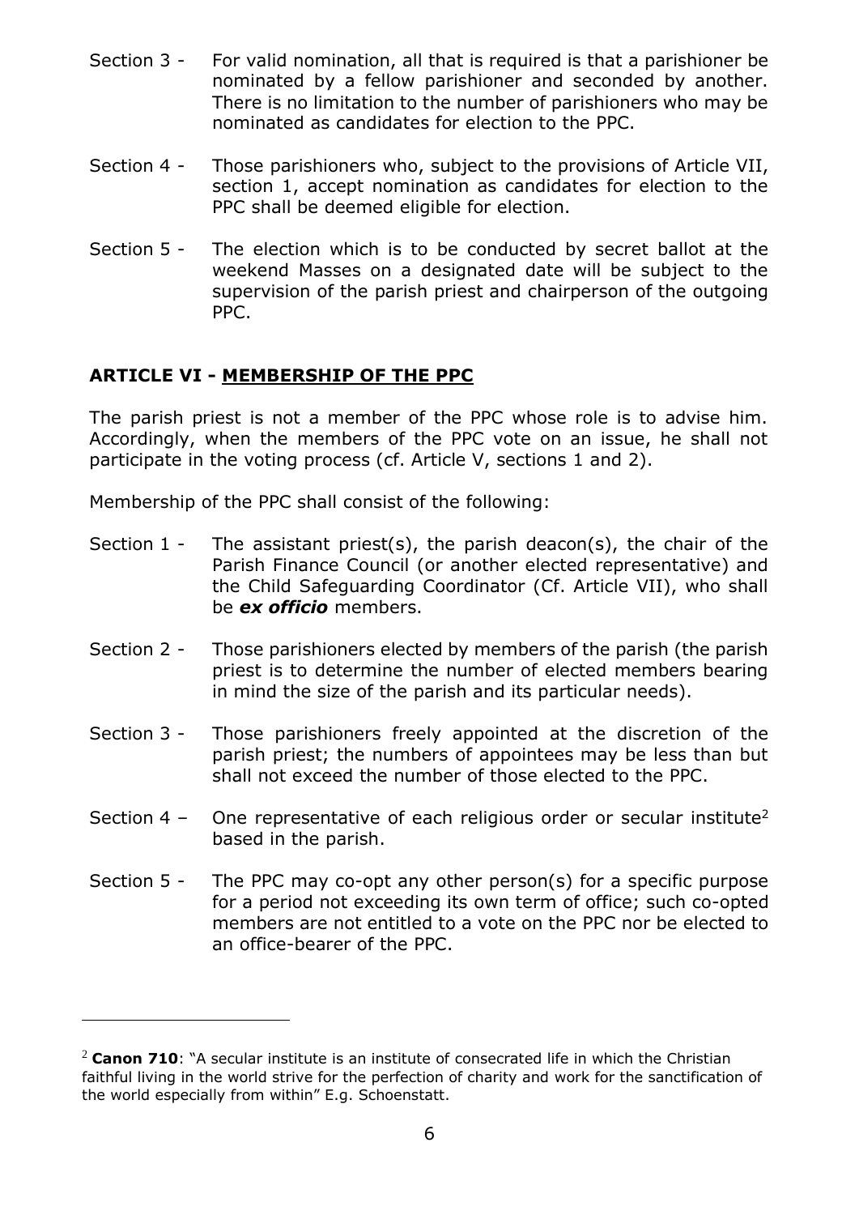Section 3 - For valid nomination, all that is required is that a parishioner be nominated by a fellow parishioner and seconded by another. There is no limitation to the number of parishioners who may be nominated as candidates for election to the PPC.

Section 4 - Those parishioners who, subject to the provisions of Article VII, section 1, accept nomination as candidates for election to the PPC shall be deemed eligible for election.

Section 5 - The election which is to be conducted by secret ballot at the weekend Masses on a designated date will be subject to the supervision of the parish priest and chairperson of the outgoing PPC.

## ARTICLE VI - MEMBERSHIP OF THE PPC

The parish priest is not a member of the PPC whose role is to advise him. Accordingly, when the members of the PPC vote on an issue, he shall not participate in the voting process (cf. Article V, sections 1 and 2).

Membership of the PPC shall consist of the following:

Section 1 - The assistant priest(s), the parish deacon(s), the chair of the Parish Finance Council (or another elected representative) and the Child Safeguarding Coordinator (Cf. Article VII), who shall be ***ex officio*** members.

Section 2 - Those parishioners elected by members of the parish (the parish priest is to determine the number of elected members bearing in mind the size of the parish and its particular needs).

Section 3 - Those parishioners freely appointed at the discretion of the parish priest; the numbers of appointees may be less than but shall not exceed the number of those elected to the PPC.

Section 4 – One representative of each religious order or secular institute[2] based in the parish.

Section 5 - The PPC may co-opt any other person(s) for a specific purpose for a period not exceeding its own term of office; such co-opted members are not entitled to a vote on the PPC nor be elected to an office-bearer of the PPC.

---

[2] **Canon 710**: "A secular institute is an institute of consecrated life in which the Christian faithful living in the world strive for the perfection of charity and work for the sanctification of the world especially from within" E.g. Schoenstatt.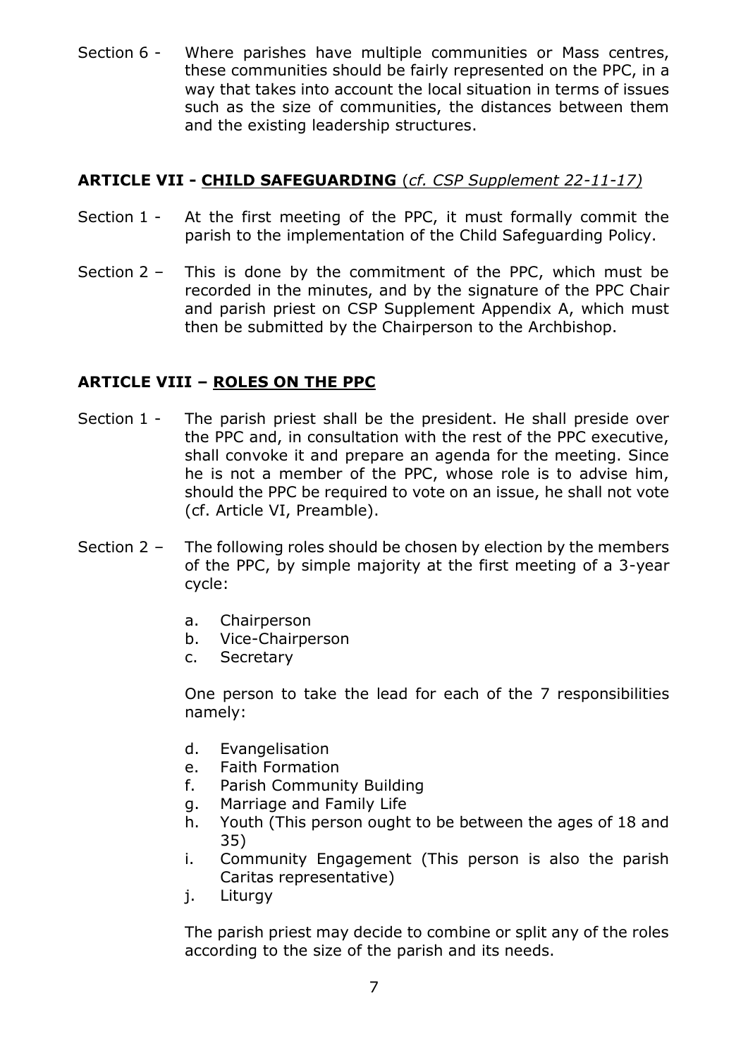Section 6 - Where parishes have multiple communities or Mass centres, these communities should be fairly represented on the PPC, in a way that takes into account the local situation in terms of issues such as the size of communities, the distances between them and the existing leadership structures.

## ARTICLE VII - CHILD SAFEGUARDING (*cf. CSP Supplement 22-11-17)*

Section 1 - At the first meeting of the PPC, it must formally commit the parish to the implementation of the Child Safeguarding Policy.

Section 2 – This is done by the commitment of the PPC, which must be recorded in the minutes, and by the signature of the PPC Chair and parish priest on CSP Supplement Appendix A, which must then be submitted by the Chairperson to the Archbishop.

## ARTICLE VIII – ROLES ON THE PPC

Section 1 - The parish priest shall be the president. He shall preside over the PPC and, in consultation with the rest of the PPC executive, shall convoke it and prepare an agenda for the meeting. Since he is not a member of the PPC, whose role is to advise him, should the PPC be required to vote on an issue, he shall not vote (cf. Article VI, Preamble).

Section 2 – The following roles should be chosen by election by the members of the PPC, by simple majority at the first meeting of a 3-year cycle:

a. Chairperson
b. Vice-Chairperson
c. Secretary

One person to take the lead for each of the 7 responsibilities namely:

d. Evangelisation
e. Faith Formation
f. Parish Community Building
g. Marriage and Family Life
h. Youth (This person ought to be between the ages of 18 and 35)
i. Community Engagement (This person is also the parish Caritas representative)
j. Liturgy

The parish priest may decide to combine or split any of the roles according to the size of the parish and its needs.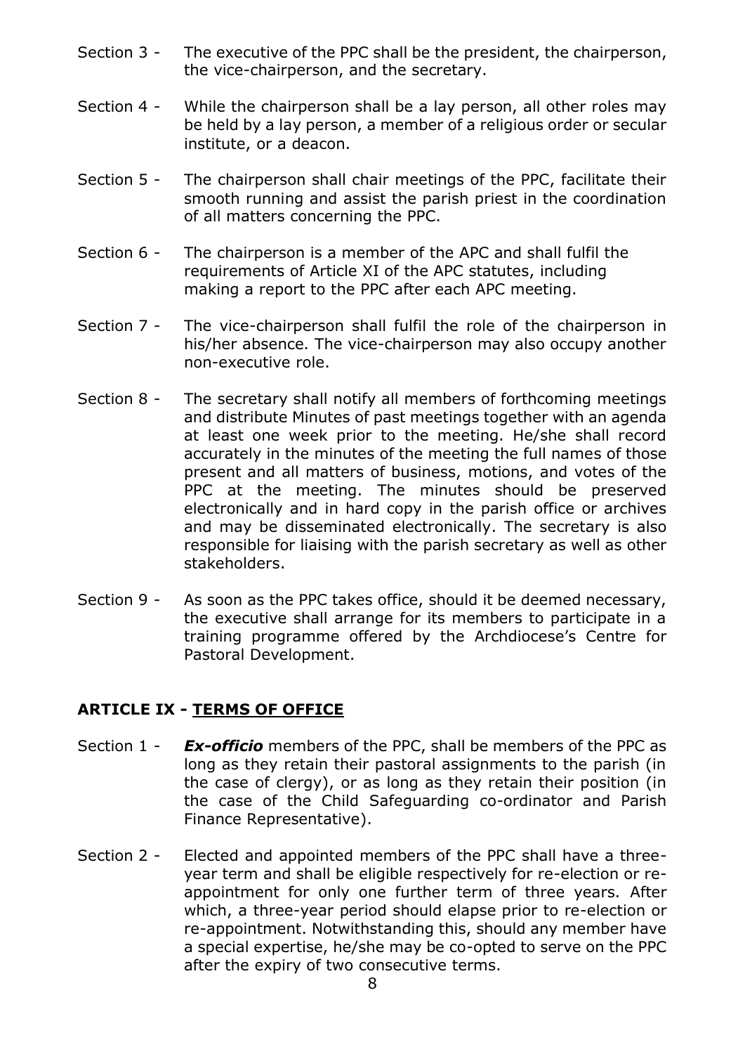Section 3 - The executive of the PPC shall be the president, the chairperson, the vice-chairperson, and the secretary.

Section 4 - While the chairperson shall be a lay person, all other roles may be held by a lay person, a member of a religious order or secular institute, or a deacon.

Section 5 - The chairperson shall chair meetings of the PPC, facilitate their smooth running and assist the parish priest in the coordination of all matters concerning the PPC.

Section 6 - The chairperson is a member of the APC and shall fulfil the requirements of Article XI of the APC statutes, including making a report to the PPC after each APC meeting.

Section 7 - The vice-chairperson shall fulfil the role of the chairperson in his/her absence. The vice-chairperson may also occupy another non-executive role.

Section 8 - The secretary shall notify all members of forthcoming meetings and distribute Minutes of past meetings together with an agenda at least one week prior to the meeting. He/she shall record accurately in the minutes of the meeting the full names of those present and all matters of business, motions, and votes of the PPC at the meeting. The minutes should be preserved electronically and in hard copy in the parish office or archives and may be disseminated electronically. The secretary is also responsible for liaising with the parish secretary as well as other stakeholders.

Section 9 - As soon as the PPC takes office, should it be deemed necessary, the executive shall arrange for its members to participate in a training programme offered by the Archdiocese's Centre for Pastoral Development.

## ARTICLE IX - TERMS OF OFFICE

Section 1 - ***Ex-officio*** members of the PPC, shall be members of the PPC as long as they retain their pastoral assignments to the parish (in the case of clergy), or as long as they retain their position (in the case of the Child Safeguarding co-ordinator and Parish Finance Representative).

Section 2 - Elected and appointed members of the PPC shall have a three-year term and shall be eligible respectively for re-election or re-appointment for only one further term of three years. After which, a three-year period should elapse prior to re-election or re-appointment. Notwithstanding this, should any member have a special expertise, he/she may be co-opted to serve on the PPC after the expiry of two consecutive terms.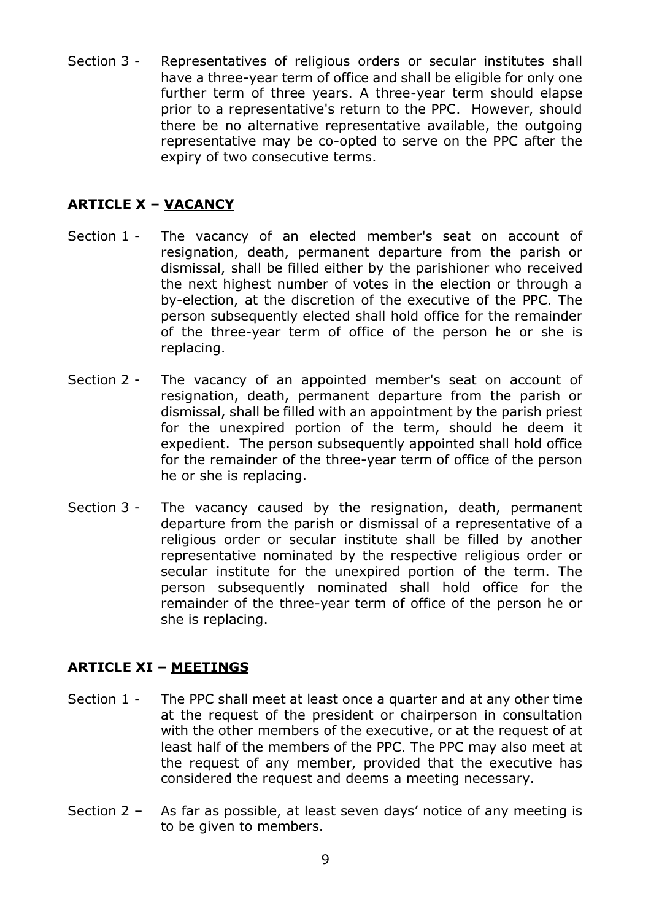Section 3 - Representatives of religious orders or secular institutes shall have a three-year term of office and shall be eligible for only one further term of three years. A three-year term should elapse prior to a representative's return to the PPC. However, should there be no alternative representative available, the outgoing representative may be co-opted to serve on the PPC after the expiry of two consecutive terms.

## ARTICLE X – VACANCY

Section 1 - The vacancy of an elected member's seat on account of resignation, death, permanent departure from the parish or dismissal, shall be filled either by the parishioner who received the next highest number of votes in the election or through a by-election, at the discretion of the executive of the PPC. The person subsequently elected shall hold office for the remainder of the three-year term of office of the person he or she is replacing.

Section 2 - The vacancy of an appointed member's seat on account of resignation, death, permanent departure from the parish or dismissal, shall be filled with an appointment by the parish priest for the unexpired portion of the term, should he deem it expedient. The person subsequently appointed shall hold office for the remainder of the three-year term of office of the person he or she is replacing.

Section 3 - The vacancy caused by the resignation, death, permanent departure from the parish or dismissal of a representative of a religious order or secular institute shall be filled by another representative nominated by the respective religious order or secular institute for the unexpired portion of the term. The person subsequently nominated shall hold office for the remainder of the three-year term of office of the person he or she is replacing.

## ARTICLE XI – MEETINGS

Section 1 - The PPC shall meet at least once a quarter and at any other time at the request of the president or chairperson in consultation with the other members of the executive, or at the request of at least half of the members of the PPC. The PPC may also meet at the request of any member, provided that the executive has considered the request and deems a meeting necessary.

Section 2 – As far as possible, at least seven days' notice of any meeting is to be given to members.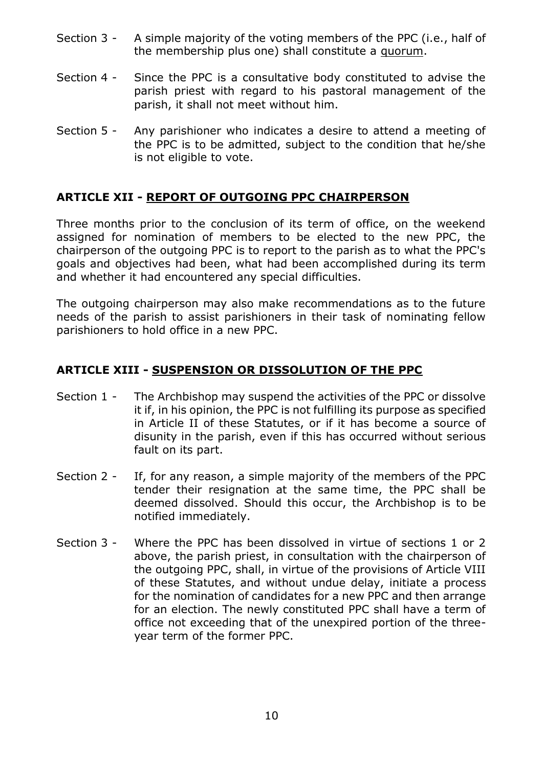Section 3 - A simple majority of the voting members of the PPC (i.e., half of the membership plus one) shall constitute a quorum.

Section 4 - Since the PPC is a consultative body constituted to advise the parish priest with regard to his pastoral management of the parish, it shall not meet without him.

Section 5 - Any parishioner who indicates a desire to attend a meeting of the PPC is to be admitted, subject to the condition that he/she is not eligible to vote.

## ARTICLE XII - REPORT OF OUTGOING PPC CHAIRPERSON

Three months prior to the conclusion of its term of office, on the weekend assigned for nomination of members to be elected to the new PPC, the chairperson of the outgoing PPC is to report to the parish as to what the PPC's goals and objectives had been, what had been accomplished during its term and whether it had encountered any special difficulties.

The outgoing chairperson may also make recommendations as to the future needs of the parish to assist parishioners in their task of nominating fellow parishioners to hold office in a new PPC.

## ARTICLE XIII - SUSPENSION OR DISSOLUTION OF THE PPC

Section 1 - The Archbishop may suspend the activities of the PPC or dissolve it if, in his opinion, the PPC is not fulfilling its purpose as specified in Article II of these Statutes, or if it has become a source of disunity in the parish, even if this has occurred without serious fault on its part.

Section 2 - If, for any reason, a simple majority of the members of the PPC tender their resignation at the same time, the PPC shall be deemed dissolved. Should this occur, the Archbishop is to be notified immediately.

Section 3 - Where the PPC has been dissolved in virtue of sections 1 or 2 above, the parish priest, in consultation with the chairperson of the outgoing PPC, shall, in virtue of the provisions of Article VIII of these Statutes, and without undue delay, initiate a process for the nomination of candidates for a new PPC and then arrange for an election. The newly constituted PPC shall have a term of office not exceeding that of the unexpired portion of the three-year term of the former PPC.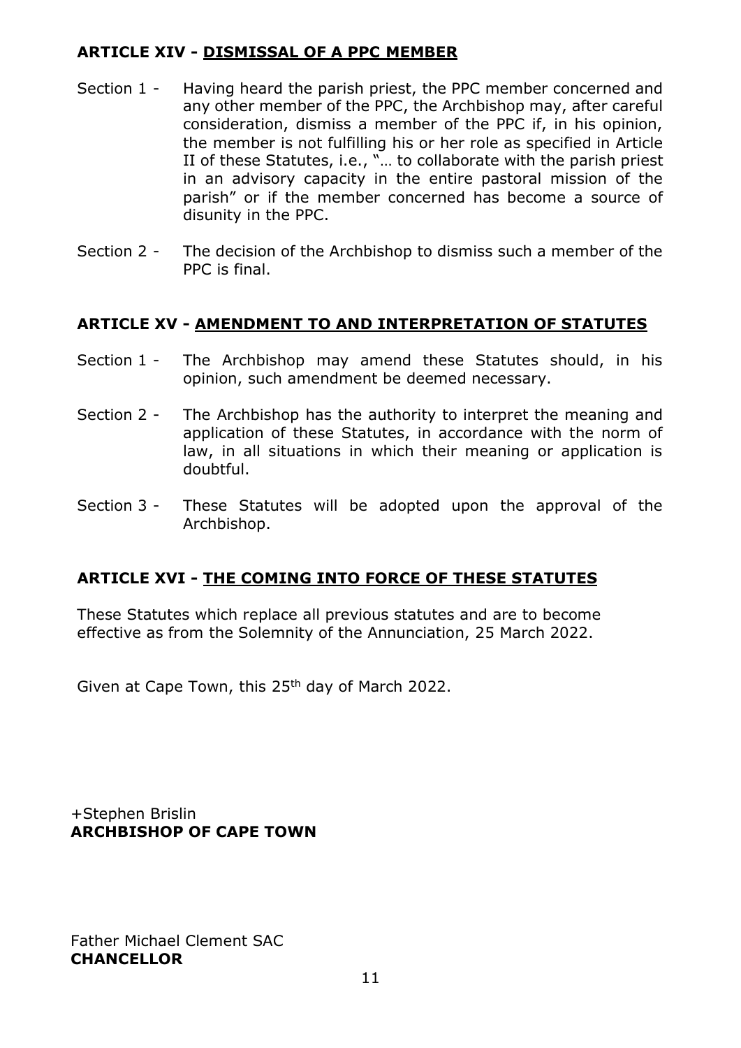## ARTICLE XIV - DISMISSAL OF A PPC MEMBER

Section 1 - Having heard the parish priest, the PPC member concerned and any other member of the PPC, the Archbishop may, after careful consideration, dismiss a member of the PPC if, in his opinion, the member is not fulfilling his or her role as specified in Article II of these Statutes, i.e., "… to collaborate with the parish priest in an advisory capacity in the entire pastoral mission of the parish" or if the member concerned has become a source of disunity in the PPC.

Section 2 - The decision of the Archbishop to dismiss such a member of the PPC is final.

## ARTICLE XV - AMENDMENT TO AND INTERPRETATION OF STATUTES

Section 1 - The Archbishop may amend these Statutes should, in his opinion, such amendment be deemed necessary.

Section 2 - The Archbishop has the authority to interpret the meaning and application of these Statutes, in accordance with the norm of law, in all situations in which their meaning or application is doubtful.

Section 3 - These Statutes will be adopted upon the approval of the Archbishop.

## ARTICLE XVI - THE COMING INTO FORCE OF THESE STATUTES

These Statutes which replace all previous statutes and are to become effective as from the Solemnity of the Annunciation, 25 March 2022.

Given at Cape Town, this 25th day of March 2022.

+Stephen Brislin
**ARCHBISHOP OF CAPE TOWN**

Father Michael Clement SAC
**CHANCELLOR**